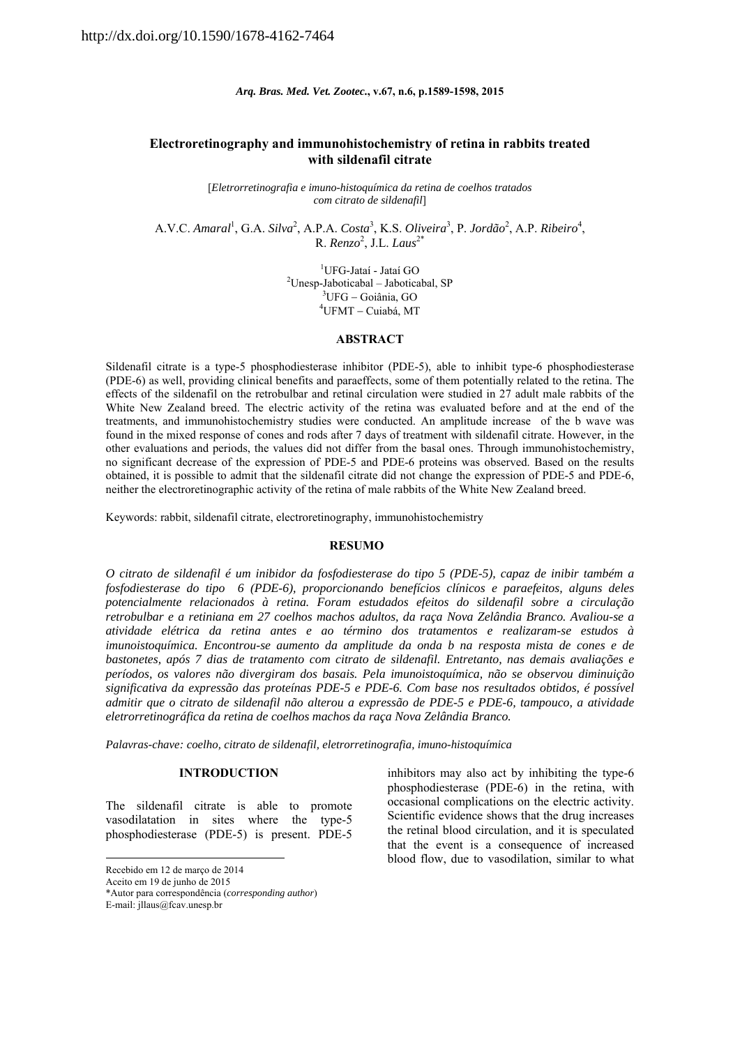http://dx.doi.org/10.1590/1678-4162-7464

# Electroretinography and immunohistochemistry of retina in rabbits treated with sildenafil citrate

[*Eletrorretinografia e imuno-histoquímica da retina de coelhos tratados com citrato de sildenafil*]

A.V.C. *Amaral*[1], G.A. *Silva*[2], A.P.A. *Costa*[3], K.S. *Oliveira*[3], P. *Jordão*[2], A.P. *Ribeiro*[4], R. *Renzo*[2], J.L. *Laus*[2*]

[1]UFG-Jataí - Jataí GO
[2]Unesp-Jaboticabal – Jaboticabal, SP
[3]UFG – Goiânia, GO
[4]UFMT – Cuiabá, MT

## ABSTRACT

Sildenafil citrate is a type-5 phosphodiesterase inhibitor (PDE-5), able to inhibit type-6 phosphodiesterase (PDE-6) as well, providing clinical benefits and paraeffects, some of them potentially related to the retina. The effects of the sildenafil on the retrobulbar and retinal circulation were studied in 27 adult male rabbits of the White New Zealand breed. The electric activity of the retina was evaluated before and at the end of the treatments, and immunohistochemistry studies were conducted. An amplitude increase of the b wave was found in the mixed response of cones and rods after 7 days of treatment with sildenafil citrate. However, in the other evaluations and periods, the values did not differ from the basal ones. Through immunohistochemistry, no significant decrease of the expression of PDE-5 and PDE-6 proteins was observed. Based on the results obtained, it is possible to admit that the sildenafil citrate did not change the expression of PDE-5 and PDE-6, neither the electroretinographic activity of the retina of male rabbits of the White New Zealand breed.

Keywords: rabbit, sildenafil citrate, electroretinography, immunohistochemistry

## RESUMO

*O citrato de sildenafil é um inibidor da fosfodiesterase do tipo 5 (PDE-5), capaz de inibir também a fosfodiesterase do tipo 6 (PDE-6), proporcionando benefícios clínicos e paraefeitos, alguns deles potencialmente relacionados à retina. Foram estudados efeitos do sildenafil sobre a circulação retrobulbar e a retiniana em 27 coelhos machos adultos, da raça Nova Zelândia Branco. Avaliou-se a atividade elétrica da retina antes e ao término dos tratamentos e realizaram-se estudos à imunoistoquímica. Encontrou-se aumento da amplitude da onda b na resposta mista de cones e de bastonetes, após 7 dias de tratamento com citrato de sildenafil. Entretanto, nas demais avaliações e períodos, os valores não divergiram dos basais. Pela imunoistoquímica, não se observou diminuição significativa da expressão das proteínas PDE-5 e PDE-6. Com base nos resultados obtidos, é possível admitir que o citrato de sildenafil não alterou a expressão de PDE-5 e PDE-6, tampouco, a atividade eletrorretinográfica da retina de coelhos machos da raça Nova Zelândia Branco.*

*Palavras-chave: coelho, citrato de sildenafil, eletrorretinografia, imuno-histoquímica*

## INTRODUCTION

The sildenafil citrate is able to promote vasodilatation in sites where the type-5 phosphodiesterase (PDE-5) is present. PDE-5 inhibitors may also act by inhibiting the type-6 phosphodiesterase (PDE-6) in the retina, with occasional complications on the electric activity. Scientific evidence shows that the drug increases the retinal blood circulation, and it is speculated that the event is a consequence of increased blood flow, due to vasodilation, similar to what

Recebido em 12 de março de 2014
Aceito em 19 de junho de 2015
*Autor para correspondência (*corresponding author*)
E-mail: jllaus@fcav.unesp.br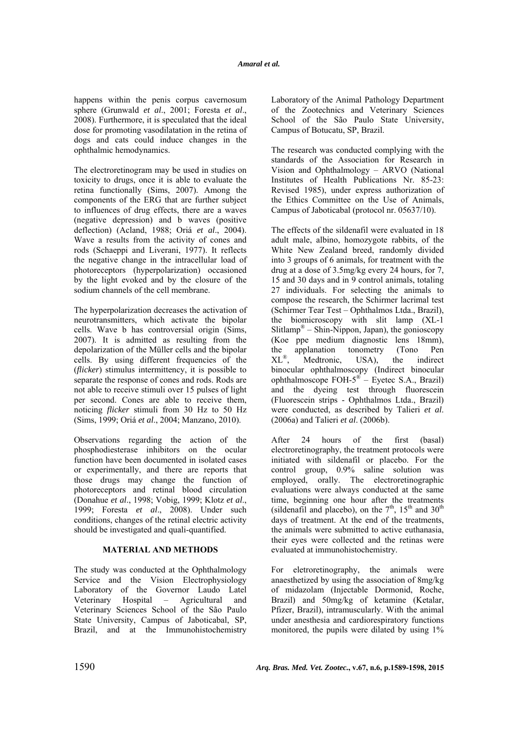happens within the penis corpus cavernosum sphere (Grunwald *et al*., 2001; Foresta *et al*., 2008). Furthermore, it is speculated that the ideal dose for promoting vasodilatation in the retina of dogs and cats could induce changes in the ophthalmic hemodynamics.

The electroretinogram may be used in studies on toxicity to drugs, once it is able to evaluate the retina functionally (Sims, 2007). Among the components of the ERG that are further subject to influences of drug effects, there are a waves (negative depression) and b waves (positive deflection) (Acland, 1988; Oriá *et al*., 2004). Wave a results from the activity of cones and rods (Schaeppi and Liverani, 1977). It reflects the negative change in the intracellular load of photoreceptors (hyperpolarization) occasioned by the light evoked and by the closure of the sodium channels of the cell membrane.

The hyperpolarization decreases the activation of neurotransmitters, which activate the bipolar cells. Wave b has controversial origin (Sims, 2007). It is admitted as resulting from the depolarization of the Müller cells and the bipolar cells. By using different frequencies of the (*flicker*) stimulus intermittency, it is possible to separate the response of cones and rods. Rods are not able to receive stimuli over 15 pulses of light per second. Cones are able to receive them, noticing *flicker* stimuli from 30 Hz to 50 Hz (Sims, 1999; Oriá *et al*., 2004; Manzano, 2010).

Observations regarding the action of the phosphodiesterase inhibitors on the ocular function have been documented in isolated cases or experimentally, and there are reports that those drugs may change the function of photoreceptors and retinal blood circulation (Donahue *et al*., 1998; Vobig, 1999; Klotz *et al*., 1999; Foresta *et al*., 2008). Under such conditions, changes of the retinal electric activity should be investigated and quali-quantified.

## MATERIAL AND METHODS

The study was conducted at the Ophthalmology Service and the Vision Electrophysiology Laboratory of the Governor Laudo Latel Veterinary Hospital – Agricultural and Veterinary Sciences School of the São Paulo State University, Campus of Jaboticabal, SP, Brazil, and at the Immunohistochemistry Laboratory of the Animal Pathology Department of the Zootechnics and Veterinary Sciences School of the São Paulo State University, Campus of Botucatu, SP, Brazil.

The research was conducted complying with the standards of the Association for Research in Vision and Ophthalmology – ARVO (National Institutes of Health Publications Nr. 85-23: Revised 1985), under express authorization of the Ethics Committee on the Use of Animals, Campus of Jaboticabal (protocol nr. 05637/10).

The effects of the sildenafil were evaluated in 18 adult male, albino, homozygote rabbits, of the White New Zealand breed, randomly divided into 3 groups of 6 animals, for treatment with the drug at a dose of 3.5mg/kg every 24 hours, for 7, 15 and 30 days and in 9 control animals, totaling 27 individuals. For selecting the animals to compose the research, the Schirmer lacrimal test (Schirmer Tear Test – Ophthalmos Ltda., Brazil), the biomicroscopy with slit lamp (XL-1 Slitlamp® – Shin-Nippon, Japan), the gonioscopy (Koe ppe medium diagnostic lens 18mm), the applanation tonometry (Tono Pen XL®, Medtronic, USA), the indirect binocular ophthalmoscopy (Indirect binocular ophthalmoscope FOH-5® – Eyetec S.A., Brazil) and the dyeing test through fluorescein (Fluorescein strips - Ophthalmos Ltda., Brazil) were conducted, as described by Talieri *et al*. (2006a) and Talieri *et al*. (2006b).

After 24 hours of the first (basal) electroretinography, the treatment protocols were initiated with sildenafil or placebo. For the control group, 0.9% saline solution was employed, orally. The electroretinographic evaluations were always conducted at the same time, beginning one hour after the treatments (sildenafil and placebo), on the 7th, 15th and 30th days of treatment. At the end of the treatments, the animals were submitted to active euthanasia, their eyes were collected and the retinas were evaluated at immunohistochemistry.

For eletroretinography, the animals were anaesthetized by using the association of 8mg/kg of midazolam (Injectable Dormonid, Roche, Brazil) and 50mg/kg of ketamine (Ketalar, Pfizer, Brazil), intramuscularly. With the animal under anesthesia and cardiorespiratory functions monitored, the pupils were dilated by using 1%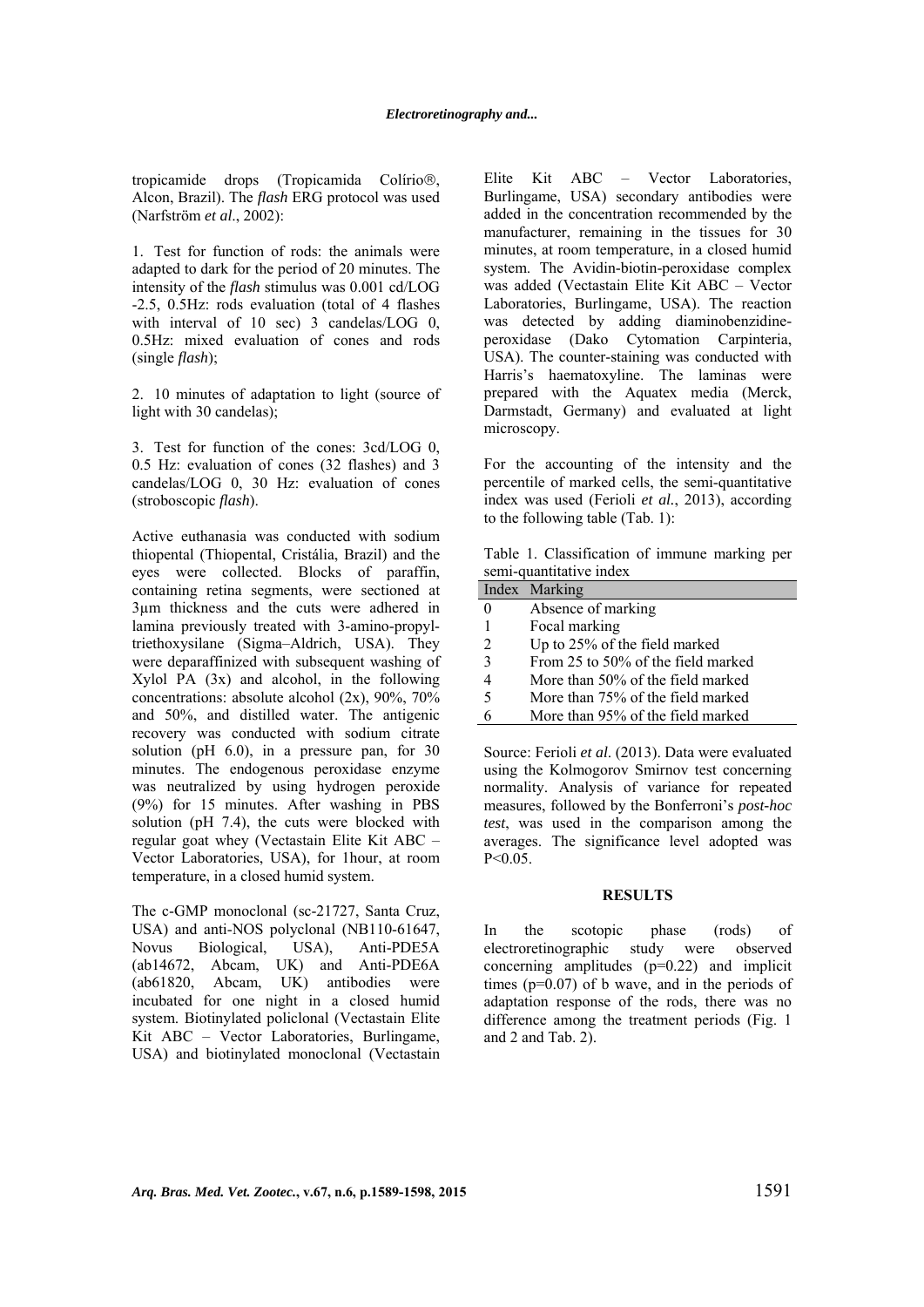tropicamide drops (Tropicamida Colírio®, Alcon, Brazil). The *flash* ERG protocol was used (Narfström *et al*., 2002):

1. Test for function of rods: the animals were adapted to dark for the period of 20 minutes. The intensity of the *flash* stimulus was 0.001 cd/LOG -2.5, 0.5Hz: rods evaluation (total of 4 flashes with interval of 10 sec) 3 candelas/LOG 0, 0.5Hz: mixed evaluation of cones and rods (single *flash*);

2. 10 minutes of adaptation to light (source of light with 30 candelas);

3. Test for function of the cones: 3cd/LOG 0, 0.5 Hz: evaluation of cones (32 flashes) and 3 candelas/LOG 0, 30 Hz: evaluation of cones (stroboscopic *flash*).

Active euthanasia was conducted with sodium thiopental (Thiopental, Cristália, Brazil) and the eyes were collected. Blocks of paraffin, containing retina segments, were sectioned at 3μm thickness and the cuts were adhered in lamina previously treated with 3-amino-propyl-triethoxysilane (Sigma–Aldrich, USA). They were deparaffinized with subsequent washing of Xylol PA (3x) and alcohol, in the following concentrations: absolute alcohol (2x), 90%, 70% and 50%, and distilled water. The antigenic recovery was conducted with sodium citrate solution (pH 6.0), in a pressure pan, for 30 minutes. The endogenous peroxidase enzyme was neutralized by using hydrogen peroxide (9%) for 15 minutes. After washing in PBS solution (pH 7.4), the cuts were blocked with regular goat whey (Vectastain Elite Kit ABC – Vector Laboratories, USA), for 1hour, at room temperature, in a closed humid system.

The c-GMP monoclonal (sc-21727, Santa Cruz, USA) and anti-NOS polyclonal (NB110-61647, Novus Biological, USA), Anti-PDE5A (ab14672, Abcam, UK) and Anti-PDE6A (ab61820, Abcam, UK) antibodies were incubated for one night in a closed humid system. Biotinylated policlonal (Vectastain Elite Kit ABC – Vector Laboratories, Burlingame, USA) and biotinylated monoclonal (Vectastain Elite Kit ABC – Vector Laboratories, Burlingame, USA) secondary antibodies were added in the concentration recommended by the manufacturer, remaining in the tissues for 30 minutes, at room temperature, in a closed humid system. The Avidin-biotin-peroxidase complex was added (Vectastain Elite Kit ABC – Vector Laboratories, Burlingame, USA). The reaction was detected by adding diaminobenzidine-peroxidase (Dako Cytomation Carpinteria, USA). The counter-staining was conducted with Harris's haematoxyline. The laminas were prepared with the Aquatex media (Merck, Darmstadt, Germany) and evaluated at light microscopy.

For the accounting of the intensity and the percentile of marked cells, the semi-quantitative index was used (Ferioli *et al.*, 2013), according to the following table (Tab. 1):

Table 1. Classification of immune marking per semi-quantitative index

| Index | Marking |
|---|---|
| 0 | Absence of marking |
| 1 | Focal marking |
| 2 | Up to 25% of the field marked |
| 3 | From 25 to 50% of the field marked |
| 4 | More than 50% of the field marked |
| 5 | More than 75% of the field marked |
| 6 | More than 95% of the field marked |

Source: Ferioli *et al*. (2013). Data were evaluated using the Kolmogorov Smirnov test concerning normality. Analysis of variance for repeated measures, followed by the Bonferroni's *post-hoc test*, was used in the comparison among the averages. The significance level adopted was $P<0.05$.

## RESULTS

In the scotopic phase (rods) of electroretinographic study were observed concerning amplitudes ($p=0.22$) and implicit times ($p=0.07$) of b wave, and in the periods of adaptation response of the rods, there was no difference among the treatment periods (Fig. 1 and 2 and Tab. 2).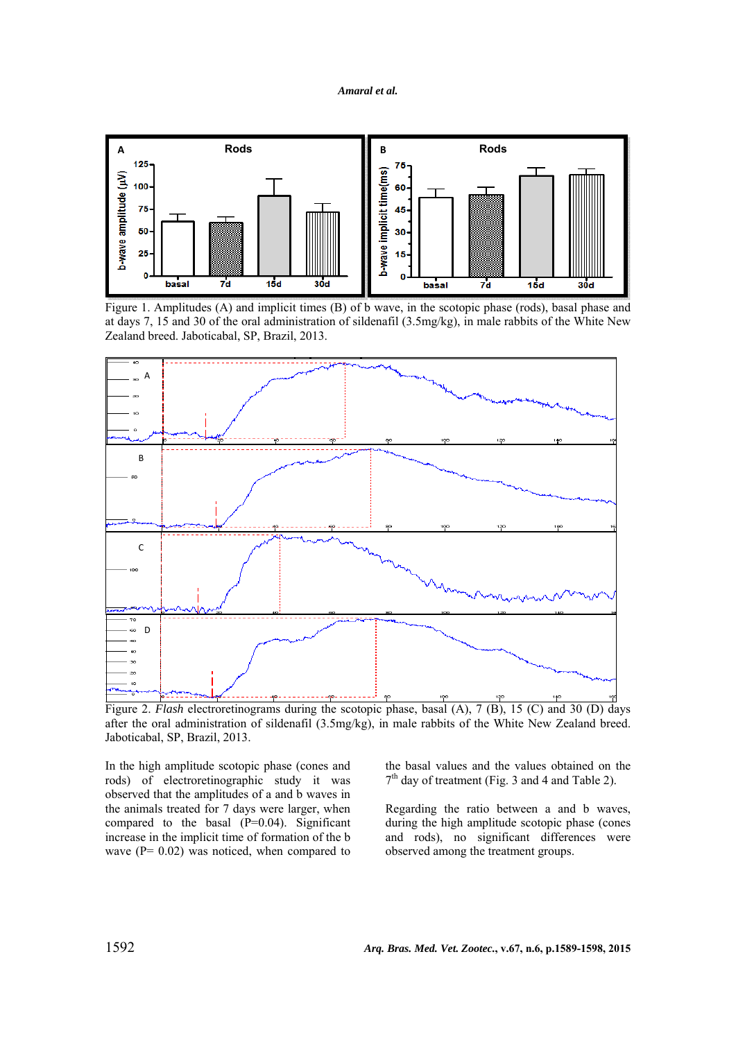Figure 1. Amplitudes (A) and implicit times (B) of b wave, in the scotopic phase (rods), basal phase and at days 7, 15 and 30 of the oral administration of sildenafil (3.5mg/kg), in male rabbits of the White New Zealand breed. Jaboticabal, SP, Brazil, 2013.

Figure 2. *Flash* electroretinograms during the scotopic phase, basal (A), 7 (B), 15 (C) and 30 (D) days after the oral administration of sildenafil (3.5mg/kg), in male rabbits of the White New Zealand breed. Jaboticabal, SP, Brazil, 2013.

In the high amplitude scotopic phase (cones and rods) of electroretinographic study it was observed that the amplitudes of a and b waves in the animals treated for 7 days were larger, when compared to the basal (P=0.04). Significant increase in the implicit time of formation of the b wave (P= 0.02) was noticed, when compared to the basal values and the values obtained on the 7th day of treatment (Fig. 3 and 4 and Table 2).

Regarding the ratio between a and b waves, during the high amplitude scotopic phase (cones and rods), no significant differences were observed among the treatment groups.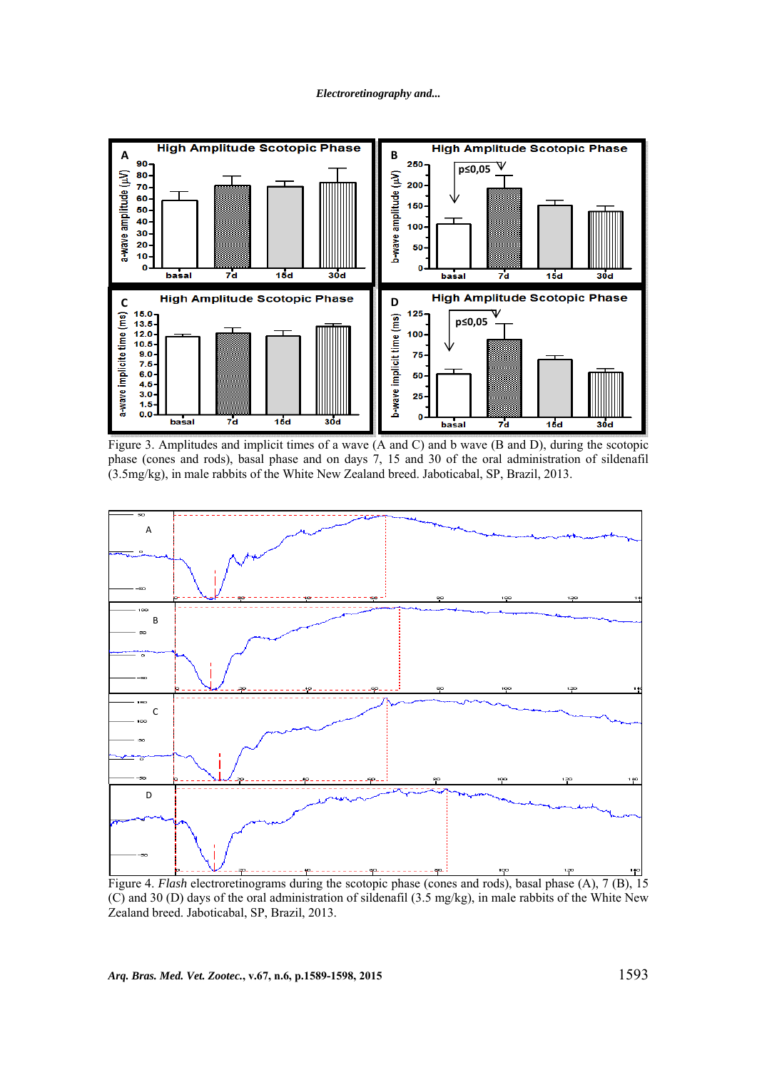Figure 3. Amplitudes and implicit times of a wave (A and C) and b wave (B and D), during the scotopic phase (cones and rods), basal phase and on days 7, 15 and 30 of the oral administration of sildenafil (3.5mg/kg), in male rabbits of the White New Zealand breed. Jaboticabal, SP, Brazil, 2013.

Figure 4. *Flash* electroretinograms during the scotopic phase (cones and rods), basal phase (A), 7 (B), 15 (C) and 30 (D) days of the oral administration of sildenafil (3.5 mg/kg), in male rabbits of the White New Zealand breed. Jaboticabal, SP, Brazil, 2013.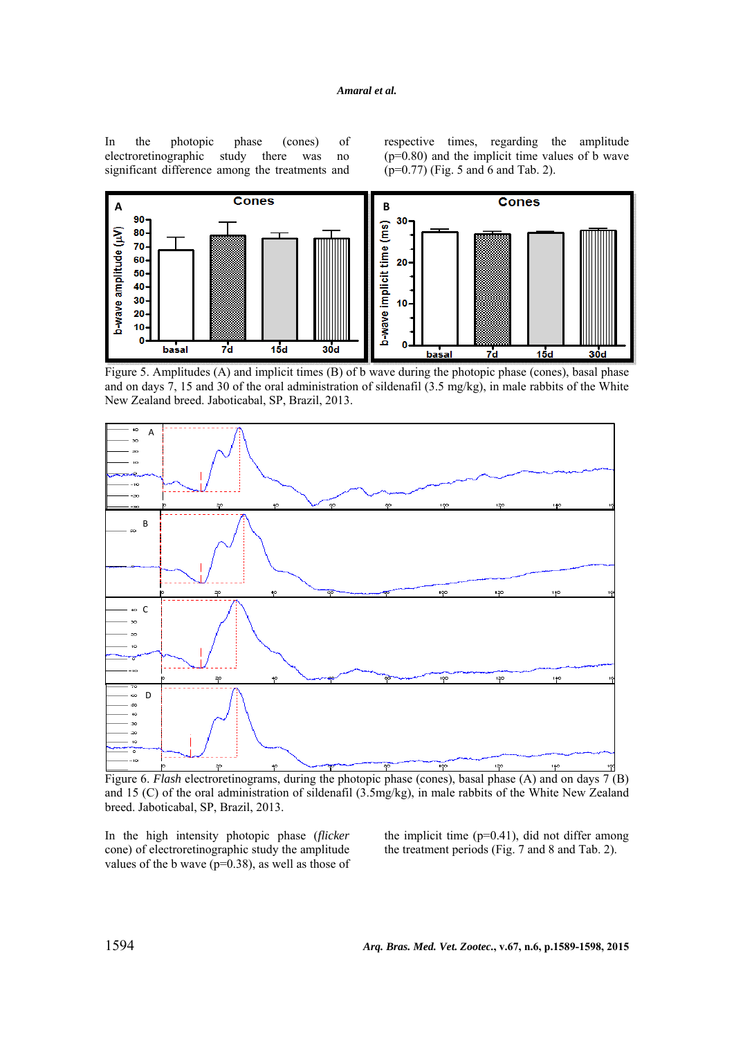In the photopic phase (cones) of electroretinographic study there was no significant difference among the treatments and respective times, regarding the amplitude ($p=0.80$) and the implicit time values of b wave ($p=0.77$) (Fig. 5 and 6 and Tab. 2).

Figure 5. Amplitudes (A) and implicit times (B) of b wave during the photopic phase (cones), basal phase and on days 7, 15 and 30 of the oral administration of sildenafil (3.5 mg/kg), in male rabbits of the White New Zealand breed. Jaboticabal, SP, Brazil, 2013.

Figure 6. *Flash* electroretinograms, during the photopic phase (cones), basal phase (A) and on days 7 (B) and 15 (C) of the oral administration of sildenafil (3.5mg/kg), in male rabbits of the White New Zealand breed. Jaboticabal, SP, Brazil, 2013.

In the high intensity photopic phase (*flicker* cone) of electroretinographic study the amplitude values of the b wave ($p=0.38$), as well as those of the implicit time ($p=0.41$), did not differ among the treatment periods (Fig. 7 and 8 and Tab. 2).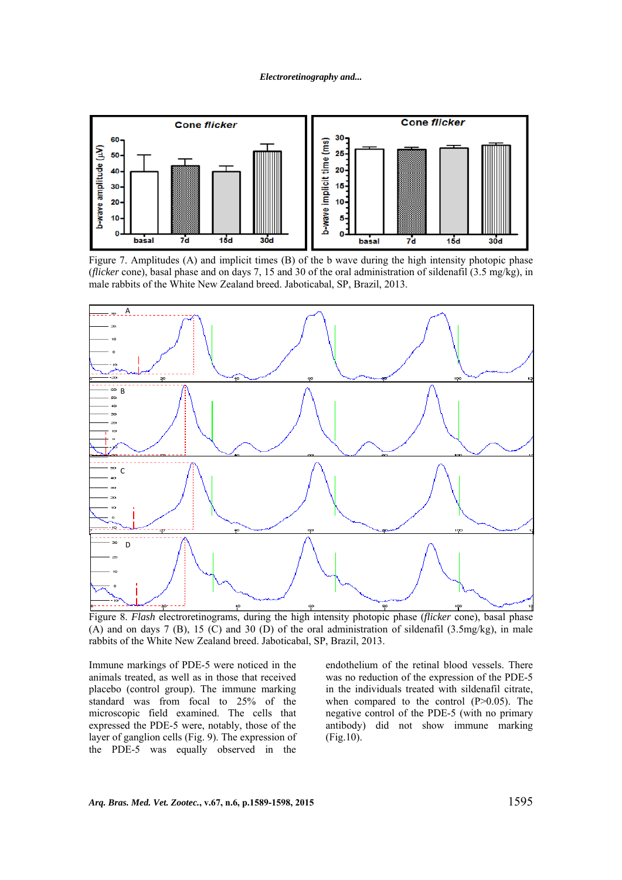Figure 7. Amplitudes (A) and implicit times (B) of the b wave during the high intensity photopic phase (*flicker* cone), basal phase and on days 7, 15 and 30 of the oral administration of sildenafil (3.5 mg/kg), in male rabbits of the White New Zealand breed. Jaboticabal, SP, Brazil, 2013.

Figure 8. *Flash* electroretinograms, during the high intensity photopic phase (*flicker* cone), basal phase (A) and on days 7 (B), 15 (C) and 30 (D) of the oral administration of sildenafil (3.5mg/kg), in male rabbits of the White New Zealand breed. Jaboticabal, SP, Brazil, 2013.

Immune markings of PDE-5 were noticed in the animals treated, as well as in those that received placebo (control group). The immune marking standard was from focal to 25% of the microscopic field examined. The cells that expressed the PDE-5 were, notably, those of the layer of ganglion cells (Fig. 9). The expression of the PDE-5 was equally observed in the endothelium of the retinal blood vessels. There was no reduction of the expression of the PDE-5 in the individuals treated with sildenafil citrate, when compared to the control ($P>0.05$). The negative control of the PDE-5 (with no primary antibody) did not show immune marking (Fig.10).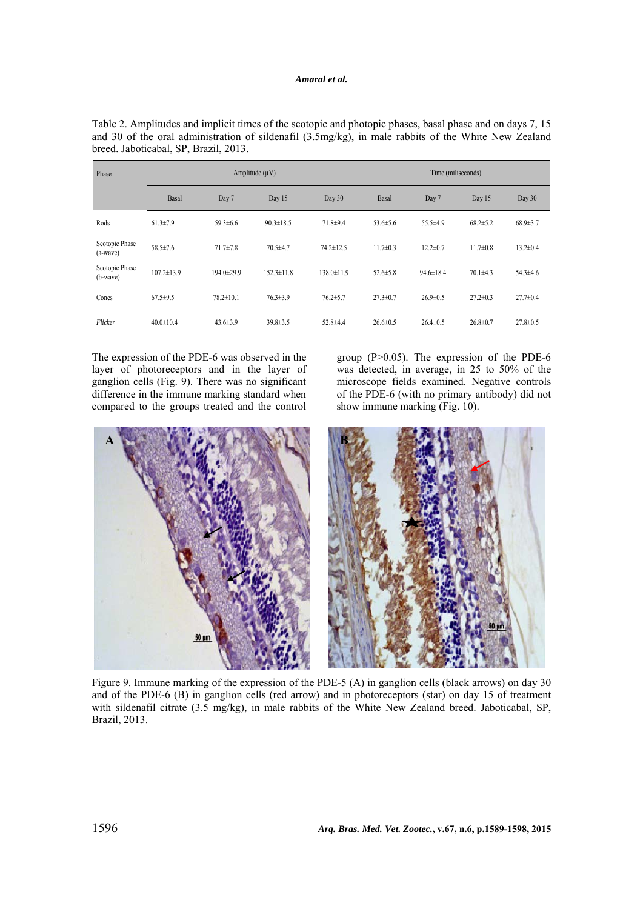Table 2. Amplitudes and implicit times of the scotopic and photopic phases, basal phase and on days 7, 15 and 30 of the oral administration of sildenafil (3.5mg/kg), in male rabbits of the White New Zealand breed. Jaboticabal, SP, Brazil, 2013.

| Phase | Amplitude (μV) | | | | Time (miliseconds) | | | |
|---|---|---|---|---|---|---|---|---|
| | Basal | Day 7 | Day 15 | Day 30 | Basal | Day 7 | Day 15 | Day 30 |
| Rods | 61.3±7.9 | 59.3±6.6 | 90.3±18.5 | 71.8±9.4 | 53.6±5.6 | 55.5±4.9 | 68.2±5.2 | 68.9±3.7 |
| Scotopic Phase (a-wave) | 58.5±7.6 | 71.7±7.8 | 70.5±4.7 | 74.2±12.5 | 11.7±0.3 | 12.2±0.7 | 11.7±0.8 | 13.2±0.4 |
| Scotopic Phase (b-wave) | 107.2±13.9 | 194.0±29.9 | 152.3±11.8 | 138.0±11.9 | 52.6±5.8 | 94.6±18.4 | 70.1±4.3 | 54.3±4.6 |
| Cones | 67.5±9.5 | 78.2±10.1 | 76.3±3.9 | 76.2±5.7 | 27.3±0.7 | 26.9±0.5 | 27.2±0.3 | 27.7±0.4 |
| *Flicker* | 40.0±10.4 | 43.6±3.9 | 39.8±3.5 | 52.8±4.4 | 26.6±0.5 | 26.4±0.5 | 26.8±0.7 | 27.8±0.5 |

The expression of the PDE-6 was observed in the layer of photoreceptors and in the layer of ganglion cells (Fig. 9). There was no significant difference in the immune marking standard when compared to the groups treated and the control group (P>0.05). The expression of the PDE-6 was detected, in average, in 25 to 50% of the microscope fields examined. Negative controls of the PDE-6 (with no primary antibody) did not show immune marking (Fig. 10).

Figure 9. Immune marking of the expression of the PDE-5 (A) in ganglion cells (black arrows) on day 30 and of the PDE-6 (B) in ganglion cells (red arrow) and in photoreceptors (star) on day 15 of treatment with sildenafil citrate (3.5 mg/kg), in male rabbits of the White New Zealand breed. Jaboticabal, SP, Brazil, 2013.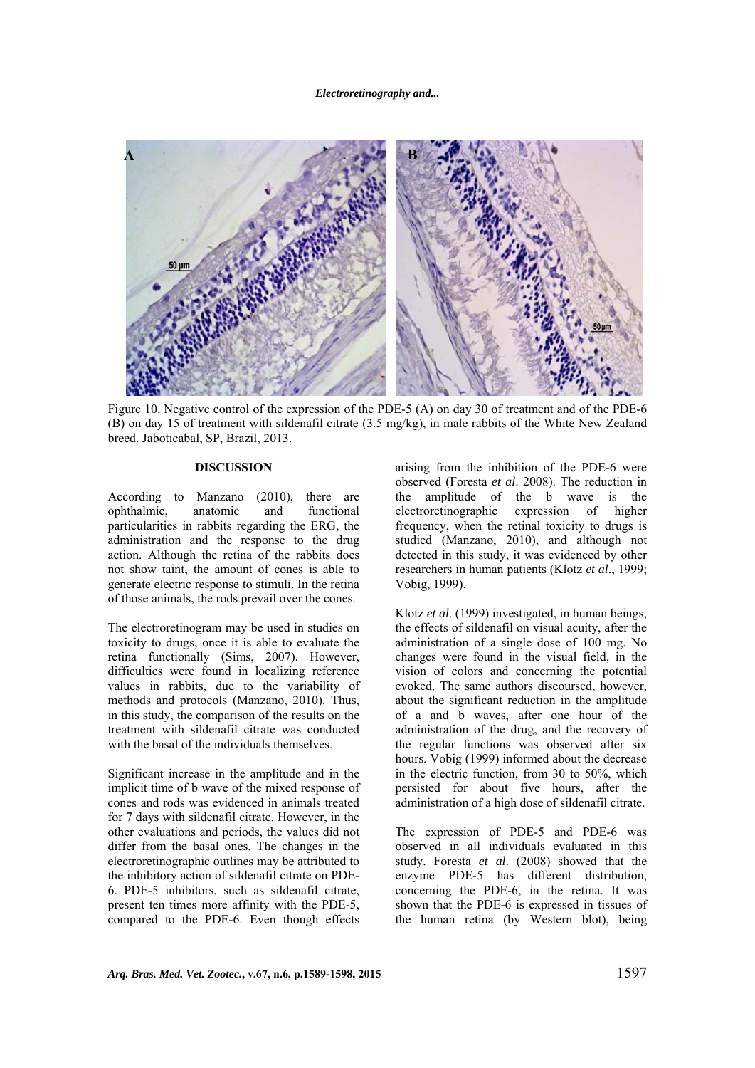Figure 10. Negative control of the expression of the PDE-5 (A) on day 30 of treatment and of the PDE-6 (B) on day 15 of treatment with sildenafil citrate (3.5 mg/kg), in male rabbits of the White New Zealand breed. Jaboticabal, SP, Brazil, 2013.

## DISCUSSION

According to Manzano (2010), there are ophthalmic, anatomic and functional particularities in rabbits regarding the ERG, the administration and the response to the drug action. Although the retina of the rabbits does not show taint, the amount of cones is able to generate electric response to stimuli. In the retina of those animals, the rods prevail over the cones.

The electroretinogram may be used in studies on toxicity to drugs, once it is able to evaluate the retina functionally (Sims, 2007). However, difficulties were found in localizing reference values in rabbits, due to the variability of methods and protocols (Manzano, 2010). Thus, in this study, the comparison of the results on the treatment with sildenafil citrate was conducted with the basal of the individuals themselves.

Significant increase in the amplitude and in the implicit time of b wave of the mixed response of cones and rods was evidenced in animals treated for 7 days with sildenafil citrate. However, in the other evaluations and periods, the values did not differ from the basal ones. The changes in the electroretinographic outlines may be attributed to the inhibitory action of sildenafil citrate on PDE-6. PDE-5 inhibitors, such as sildenafil citrate, present ten times more affinity with the PDE-5, compared to the PDE-6. Even though effects arising from the inhibition of the PDE-6 were observed (Foresta *et al*. 2008). The reduction in the amplitude of the b wave is the electroretinographic expression of higher frequency, when the retinal toxicity to drugs is studied (Manzano, 2010), and although not detected in this study, it was evidenced by other researchers in human patients (Klotz *et al*., 1999; Vobig, 1999).

Klotz *et al*. (1999) investigated, in human beings, the effects of sildenafil on visual acuity, after the administration of a single dose of 100 mg. No changes were found in the visual field, in the vision of colors and concerning the potential evoked. The same authors discoursed, however, about the significant reduction in the amplitude of a and b waves, after one hour of the administration of the drug, and the recovery of the regular functions was observed after six hours. Vobig (1999) informed about the decrease in the electric function, from 30 to 50%, which persisted for about five hours, after the administration of a high dose of sildenafil citrate.

The expression of PDE-5 and PDE-6 was observed in all individuals evaluated in this study. Foresta *et al*. (2008) showed that the enzyme PDE-5 has different distribution, concerning the PDE-6, in the retina. It was shown that the PDE-6 is expressed in tissues of the human retina (by Western blot), being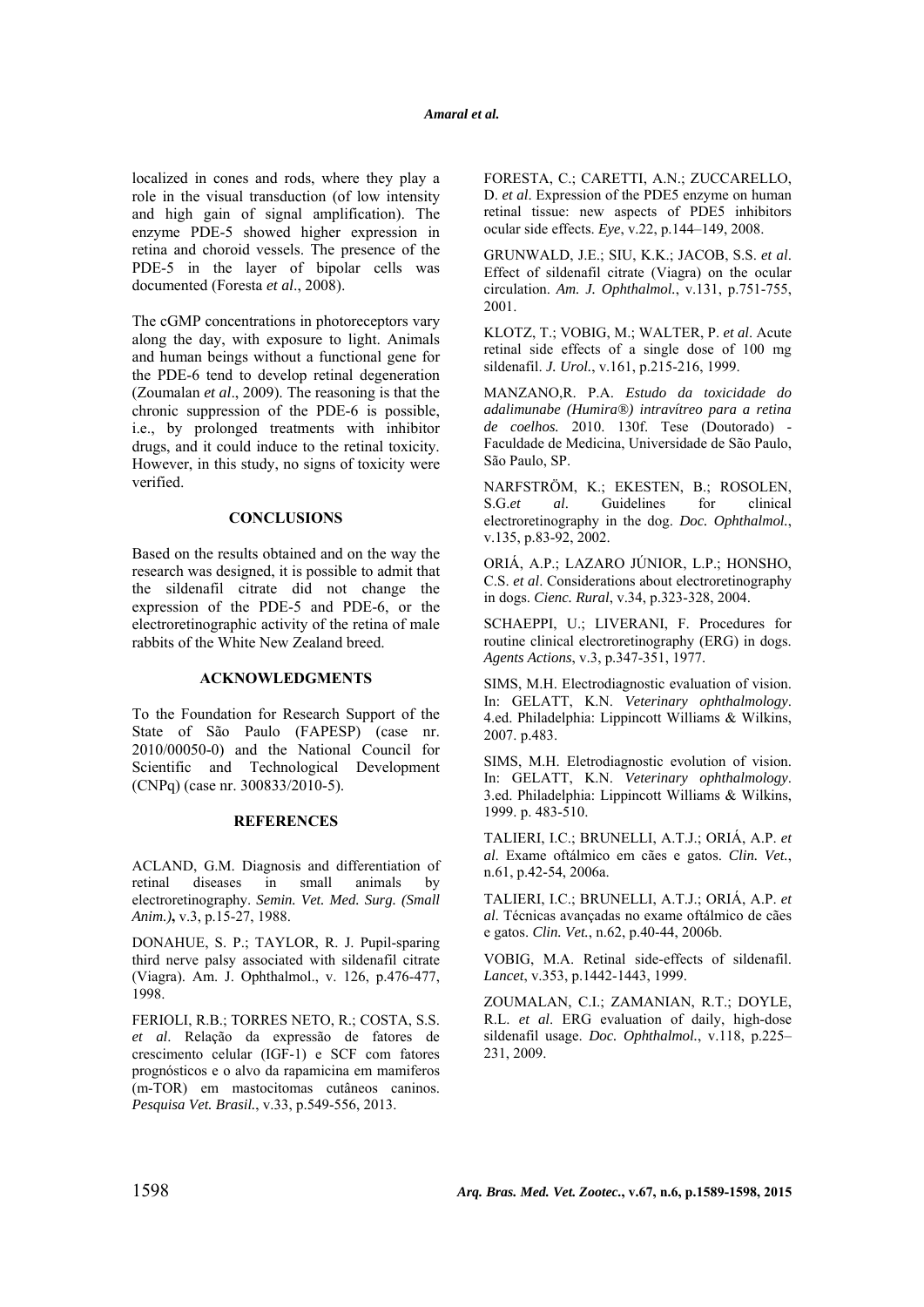localized in cones and rods, where they play a role in the visual transduction (of low intensity and high gain of signal amplification). The enzyme PDE-5 showed higher expression in retina and choroid vessels. The presence of the PDE-5 in the layer of bipolar cells was documented (Foresta *et al*., 2008).

The cGMP concentrations in photoreceptors vary along the day, with exposure to light. Animals and human beings without a functional gene for the PDE-6 tend to develop retinal degeneration (Zoumalan *et al*., 2009). The reasoning is that the chronic suppression of the PDE-6 is possible, i.e., by prolonged treatments with inhibitor drugs, and it could induce to the retinal toxicity. However, in this study, no signs of toxicity were verified.

## CONCLUSIONS

Based on the results obtained and on the way the research was designed, it is possible to admit that the sildenafil citrate did not change the expression of the PDE-5 and PDE-6, or the electroretinographic activity of the retina of male rabbits of the White New Zealand breed.

## ACKNOWLEDGMENTS

To the Foundation for Research Support of the State of São Paulo (FAPESP) (case nr. 2010/00050-0) and the National Council for Scientific and Technological Development (CNPq) (case nr. 300833/2010-5).

## REFERENCES

ACLAND, G.M. Diagnosis and differentiation of retinal diseases in small animals by electroretinography. *Semin. Vet. Med. Surg. (Small Anim.)***,** v.3, p.15-27, 1988.

DONAHUE, S. P.; TAYLOR, R. J. Pupil-sparing third nerve palsy associated with sildenafil citrate (Viagra). Am. J. Ophthalmol., v. 126, p.476-477, 1998.

FERIOLI, R.B.; TORRES NETO, R.; COSTA, S.S. *et al*. Relação da expressão de fatores de crescimento celular (IGF-1) e SCF com fatores prognósticos e o alvo da rapamicina em mamiferos (m-TOR) em mastocitomas cutâneos caninos. *Pesquisa Vet. Brasil.*, v.33, p.549-556, 2013.

FORESTA, C.; CARETTI, A.N.; ZUCCARELLO, D. *et al*. Expression of the PDE5 enzyme on human retinal tissue: new aspects of PDE5 inhibitors ocular side effects. *Eye*, v.22, p.144–149, 2008.

GRUNWALD, J.E.; SIU, K.K.; JACOB, S.S. *et al*. Effect of sildenafil citrate (Viagra) on the ocular circulation. *Am. J. Ophthalmol.*, v.131, p.751-755, 2001.

KLOTZ, T.; VOBIG, M.; WALTER, P. *et al*. Acute retinal side effects of a single dose of 100 mg sildenafil. *J. Urol.*, v.161, p.215-216, 1999.

MANZANO,R. P.A. *Estudo da toxicidade do adalimunabe (Humira®) intravítreo para a retina de coelhos.* 2010. 130f. Tese (Doutorado) - Faculdade de Medicina, Universidade de São Paulo, São Paulo, SP.

NARFSTRÖM, K.; EKESTEN, B.; ROSOLEN, S.G.*et al*. Guidelines for clinical electroretinography in the dog. *Doc. Ophthalmol.*, v.135, p.83-92, 2002.

ORIÁ, A.P.; LAZARO JÚNIOR, L.P.; HONSHO, C.S. *et al*. Considerations about electroretinography in dogs. *Cienc. Rural*, v.34, p.323-328, 2004.

SCHAEPPI, U.; LIVERANI, F. Procedures for routine clinical electroretinography (ERG) in dogs. *Agents Actions*, v.3, p.347-351, 1977.

SIMS, M.H. Electrodiagnostic evaluation of vision. In: GELATT, K.N. *Veterinary ophthalmology*. 4.ed. Philadelphia: Lippincott Williams & Wilkins, 2007. p.483.

SIMS, M.H. Eletrodiagnostic evolution of vision. In: GELATT, K.N. *Veterinary ophthalmology*. 3.ed. Philadelphia: Lippincott Williams & Wilkins, 1999. p. 483-510.

TALIERI, I.C.; BRUNELLI, A.T.J.; ORIÁ, A.P. *et al*. Exame oftálmico em cães e gatos. *Clin. Vet.*, n.61, p.42-54, 2006a.

TALIERI, I.C.; BRUNELLI, A.T.J.; ORIÁ, A.P. *et al*. Técnicas avançadas no exame oftálmico de cães e gatos. *Clin. Vet.*, n.62, p.40-44, 2006b.

VOBIG, M.A. Retinal side-effects of sildenafil. *Lancet*, v.353, p.1442-1443, 1999.

ZOUMALAN, C.I.; ZAMANIAN, R.T.; DOYLE, R.L. *et al*. ERG evaluation of daily, high-dose sildenafil usage. *Doc. Ophthalmol.*, v.118, p.225–231, 2009.